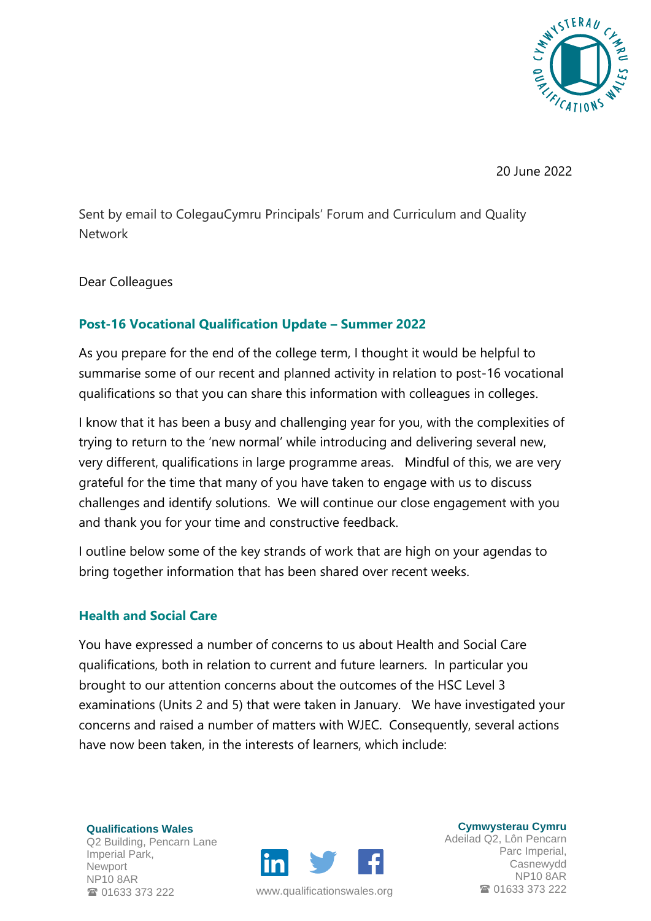20 June 2022

Sent by email to ColegauCymru Principals' Forum and Curriculum and Quality Network

Dear Colleagues

## Post-16 Vocational Qualification Update – Summer 2022

As you prepare for the end of the college term, I thought it would be helpful to summarise some of our recent and planned activity in relation to post-16 vocational qualifications so that you can share this information with colleagues in colleges.

I know that it has been a busy and challenging year for you, with the complexities of trying to return to the 'new normal' while introducing and delivering several new, very different, qualifications in large programme areas. Mindful of this, we are very grateful for the time that many of you have taken to engage with us to discuss challenges and identify solutions. We will continue our close engagement with you and thank you for your time and constructive feedback.

I outline below some of the key strands of work that are high on your agendas to bring together information that has been shared over recent weeks.

## Health and Social Care

You have expressed a number of concerns to us about Health and Social Care qualifications, both in relation to current and future learners. In particular you brought to our attention concerns about the outcomes of the HSC Level 3 examinations (Units 2 and 5) that were taken in January. We have investigated your concerns and raised a number of matters with WJEC. Consequently, several actions have now been taken, in the interests of learners, which include: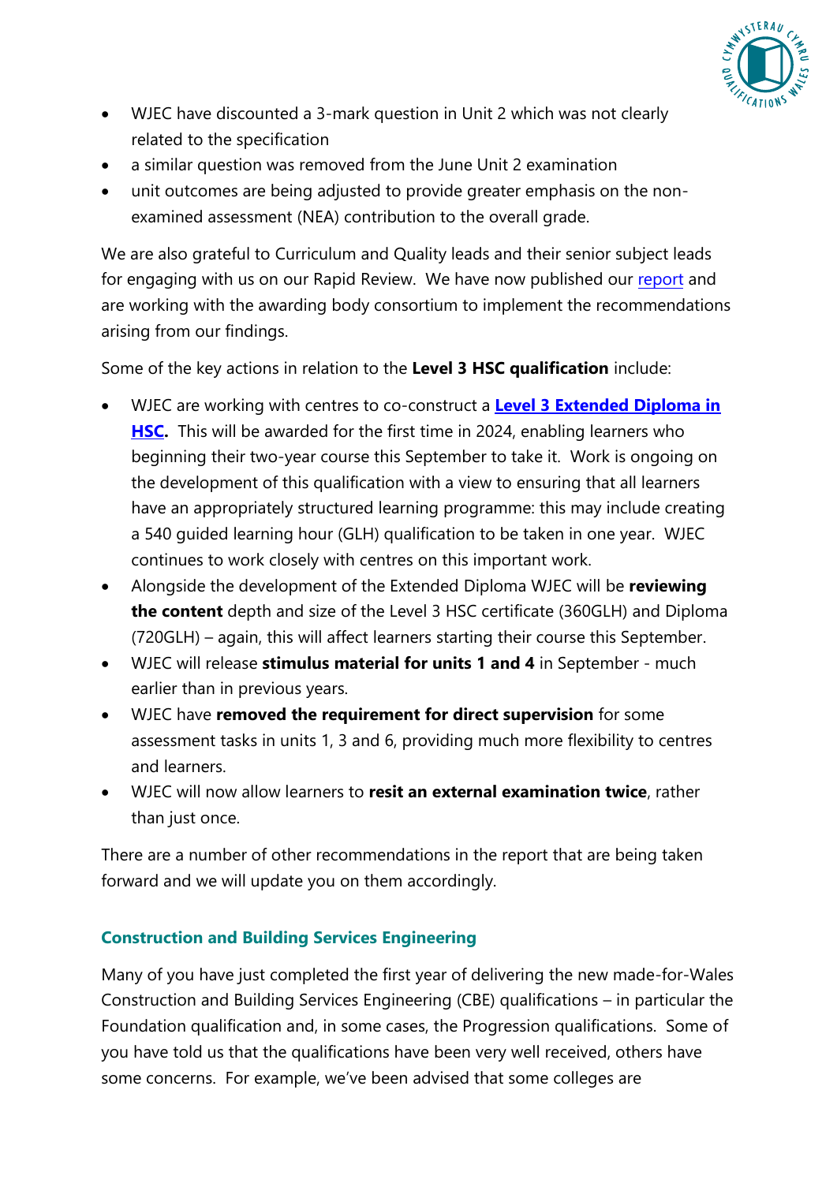- WJEC have discounted a 3-mark question in Unit 2 which was not clearly related to the specification
- a similar question was removed from the June Unit 2 examination
- unit outcomes are being adjusted to provide greater emphasis on the non-examined assessment (NEA) contribution to the overall grade.

We are also grateful to Curriculum and Quality leads and their senior subject leads for engaging with us on our Rapid Review. We have now published our report and are working with the awarding body consortium to implement the recommendations arising from our findings.

Some of the key actions in relation to the **Level 3 HSC qualification** include:

- WJEC are working with centres to co-construct a **Level 3 Extended Diploma in HSC.** This will be awarded for the first time in 2024, enabling learners who beginning their two-year course this September to take it. Work is ongoing on the development of this qualification with a view to ensuring that all learners have an appropriately structured learning programme: this may include creating a 540 guided learning hour (GLH) qualification to be taken in one year. WJEC continues to work closely with centres on this important work.
- Alongside the development of the Extended Diploma WJEC will be **reviewing the content** depth and size of the Level 3 HSC certificate (360GLH) and Diploma (720GLH) – again, this will affect learners starting their course this September.
- WJEC will release **stimulus material for units 1 and 4** in September - much earlier than in previous years.
- WJEC have **removed the requirement for direct supervision** for some assessment tasks in units 1, 3 and 6, providing much more flexibility to centres and learners.
- WJEC will now allow learners to **resit an external examination twice**, rather than just once.

There are a number of other recommendations in the report that are being taken forward and we will update you on them accordingly.

## Construction and Building Services Engineering

Many of you have just completed the first year of delivering the new made-for-Wales Construction and Building Services Engineering (CBE) qualifications – in particular the Foundation qualification and, in some cases, the Progression qualifications. Some of you have told us that the qualifications have been very well received, others have some concerns. For example, we've been advised that some colleges are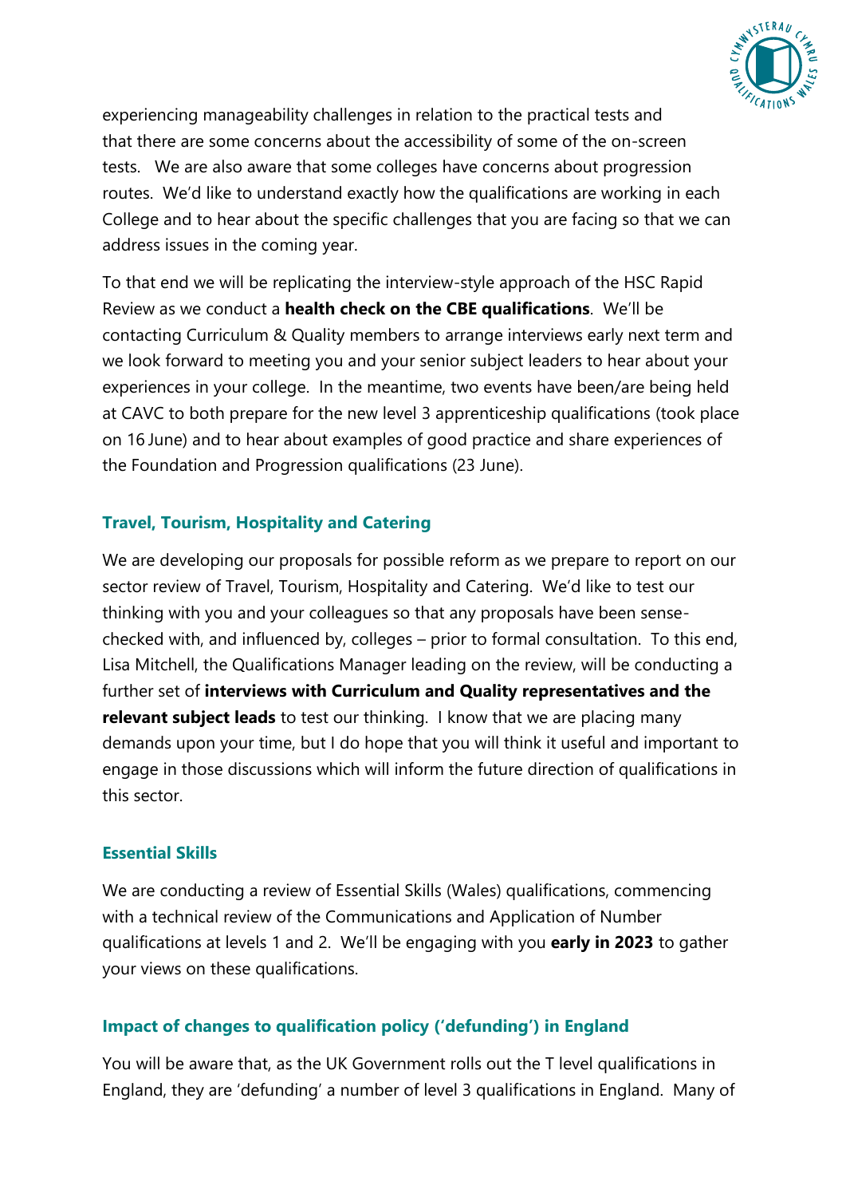experiencing manageability challenges in relation to the practical tests and that there are some concerns about the accessibility of some of the on-screen tests. We are also aware that some colleges have concerns about progression routes. We'd like to understand exactly how the qualifications are working in each College and to hear about the specific challenges that you are facing so that we can address issues in the coming year.

To that end we will be replicating the interview-style approach of the HSC Rapid Review as we conduct a **health check on the CBE qualifications**. We'll be contacting Curriculum & Quality members to arrange interviews early next term and we look forward to meeting you and your senior subject leaders to hear about your experiences in your college. In the meantime, two events have been/are being held at CAVC to both prepare for the new level 3 apprenticeship qualifications (took place on 16 June) and to hear about examples of good practice and share experiences of the Foundation and Progression qualifications (23 June).

## Travel, Tourism, Hospitality and Catering

We are developing our proposals for possible reform as we prepare to report on our sector review of Travel, Tourism, Hospitality and Catering. We'd like to test our thinking with you and your colleagues so that any proposals have been sense-checked with, and influenced by, colleges – prior to formal consultation. To this end, Lisa Mitchell, the Qualifications Manager leading on the review, will be conducting a further set of **interviews with Curriculum and Quality representatives and the relevant subject leads** to test our thinking. I know that we are placing many demands upon your time, but I do hope that you will think it useful and important to engage in those discussions which will inform the future direction of qualifications in this sector.

## Essential Skills

We are conducting a review of Essential Skills (Wales) qualifications, commencing with a technical review of the Communications and Application of Number qualifications at levels 1 and 2. We'll be engaging with you **early in 2023** to gather your views on these qualifications.

## Impact of changes to qualification policy ('defunding') in England

You will be aware that, as the UK Government rolls out the T level qualifications in England, they are 'defunding' a number of level 3 qualifications in England. Many of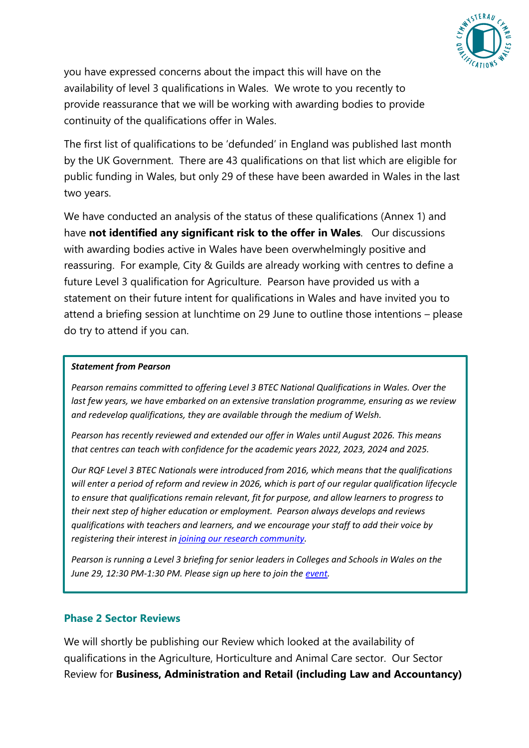you have expressed concerns about the impact this will have on the availability of level 3 qualifications in Wales. We wrote to you recently to provide reassurance that we will be working with awarding bodies to provide continuity of the qualifications offer in Wales.

The first list of qualifications to be 'defunded' in England was published last month by the UK Government. There are 43 qualifications on that list which are eligible for public funding in Wales, but only 29 of these have been awarded in Wales in the last two years.

We have conducted an analysis of the status of these qualifications (Annex 1) and have **not identified any significant risk to the offer in Wales**. Our discussions with awarding bodies active in Wales have been overwhelmingly positive and reassuring. For example, City & Guilds are already working with centres to define a future Level 3 qualification for Agriculture. Pearson have provided us with a statement on their future intent for qualifications in Wales and have invited you to attend a briefing session at lunchtime on 29 June to outline those intentions – please do try to attend if you can.

> ***Statement from Pearson***
>
> *Pearson remains committed to offering Level 3 BTEC National Qualifications in Wales. Over the last few years, we have embarked on an extensive translation programme, ensuring as we review and redevelop qualifications, they are available through the medium of Welsh.*
>
> *Pearson has recently reviewed and extended our offer in Wales until August 2026. This means that centres can teach with confidence for the academic years 2022, 2023, 2024 and 2025.*
>
> *Our RQF Level 3 BTEC Nationals were introduced from 2016, which means that the qualifications will enter a period of reform and review in 2026, which is part of our regular qualification lifecycle to ensure that qualifications remain relevant, fit for purpose, and allow learners to progress to their next step of higher education or employment. Pearson always develops and reviews qualifications with teachers and learners, and we encourage your staff to add their voice by registering their interest in joining our research community.*
>
> *Pearson is running a Level 3 briefing for senior leaders in Colleges and Schools in Wales on the June 29, 12:30 PM-1:30 PM. Please sign up here to join the event.*

## Phase 2 Sector Reviews

We will shortly be publishing our Review which looked at the availability of qualifications in the Agriculture, Horticulture and Animal Care sector. Our Sector Review for **Business, Administration and Retail (including Law and Accountancy)**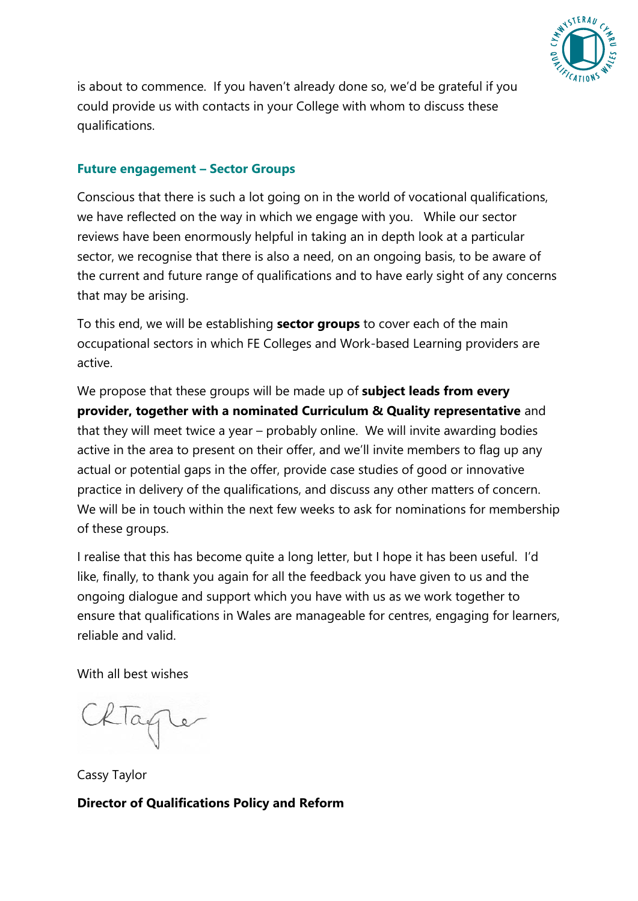is about to commence. If you haven't already done so, we'd be grateful if you could provide us with contacts in your College with whom to discuss these qualifications.

### Future engagement – Sector Groups

Conscious that there is such a lot going on in the world of vocational qualifications, we have reflected on the way in which we engage with you. While our sector reviews have been enormously helpful in taking an in depth look at a particular sector, we recognise that there is also a need, on an ongoing basis, to be aware of the current and future range of qualifications and to have early sight of any concerns that may be arising.

To this end, we will be establishing **sector groups** to cover each of the main occupational sectors in which FE Colleges and Work-based Learning providers are active.

We propose that these groups will be made up of **subject leads from every provider, together with a nominated Curriculum & Quality representative** and that they will meet twice a year – probably online. We will invite awarding bodies active in the area to present on their offer, and we'll invite members to flag up any actual or potential gaps in the offer, provide case studies of good or innovative practice in delivery of the qualifications, and discuss any other matters of concern. We will be in touch within the next few weeks to ask for nominations for membership of these groups.

I realise that this has become quite a long letter, but I hope it has been useful. I'd like, finally, to thank you again for all the feedback you have given to us and the ongoing dialogue and support which you have with us as we work together to ensure that qualifications in Wales are manageable for centres, engaging for learners, reliable and valid.

With all best wishes

Cassy Taylor

**Director of Qualifications Policy and Reform**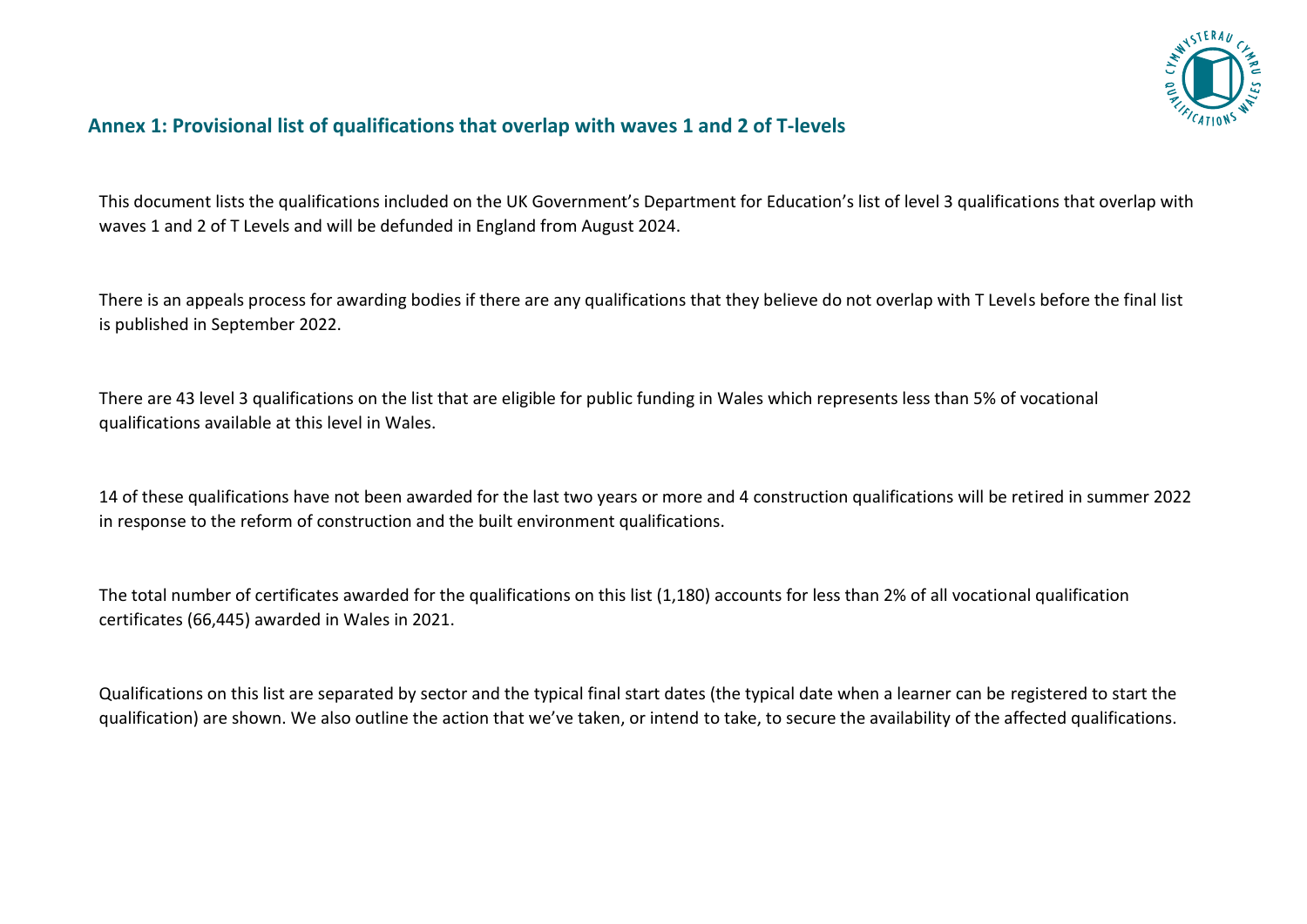## Annex 1: Provisional list of qualifications that overlap with waves 1 and 2 of T-levels

This document lists the qualifications included on the UK Government's Department for Education's list of level 3 qualifications that overlap with waves 1 and 2 of T Levels and will be defunded in England from August 2024.

There is an appeals process for awarding bodies if there are any qualifications that they believe do not overlap with T Levels before the final list is published in September 2022.

There are 43 level 3 qualifications on the list that are eligible for public funding in Wales which represents less than 5% of vocational qualifications available at this level in Wales.

14 of these qualifications have not been awarded for the last two years or more and 4 construction qualifications will be retired in summer 2022 in response to the reform of construction and the built environment qualifications.

The total number of certificates awarded for the qualifications on this list (1,180) accounts for less than 2% of all vocational qualification certificates (66,445) awarded in Wales in 2021.

Qualifications on this list are separated by sector and the typical final start dates (the typical date when a learner can be registered to start the qualification) are shown. We also outline the action that we've taken, or intend to take, to secure the availability of the affected qualifications.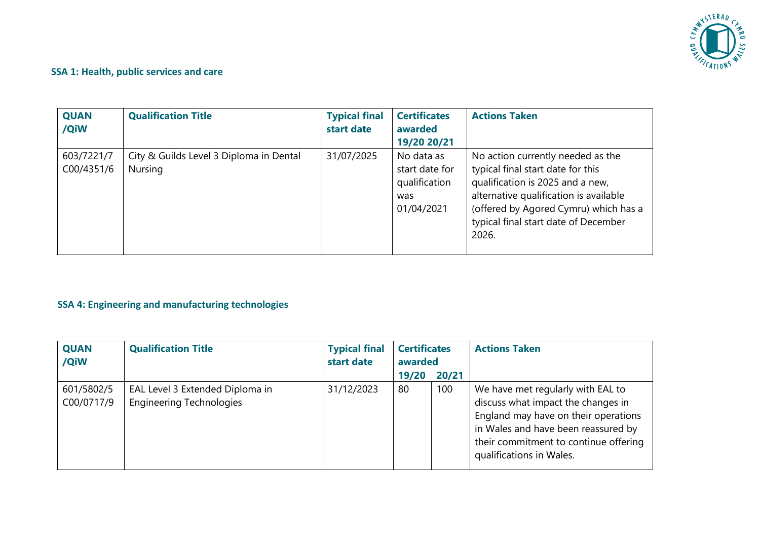### SSA 1: Health, public services and care

| QUAN /QiW | Qualification Title | Typical final start date | Certificates awarded 19/20 20/21 | Actions Taken |
|---|---|---|---|---|
| 603/7221/7 C00/4351/6 | City & Guilds Level 3 Diploma in Dental Nursing | 31/07/2025 | No data as start date for qualification was 01/04/2021 | No action currently needed as the typical final start date for this qualification is 2025 and a new, alternative qualification is available (offered by Agored Cymru) which has a typical final start date of December 2026. |

### SSA 4: Engineering and manufacturing technologies

| QUAN /QiW | Qualification Title | Typical final start date | Certificates awarded | | Actions Taken |
|---|---|---|---|---|---|
| | | | 19/20 | 20/21 | |
| 601/5802/5 C00/0717/9 | EAL Level 3 Extended Diploma in Engineering Technologies | 31/12/2023 | 80 | 100 | We have met regularly with EAL to discuss what impact the changes in England may have on their operations in Wales and have been reassured by their commitment to continue offering qualifications in Wales. |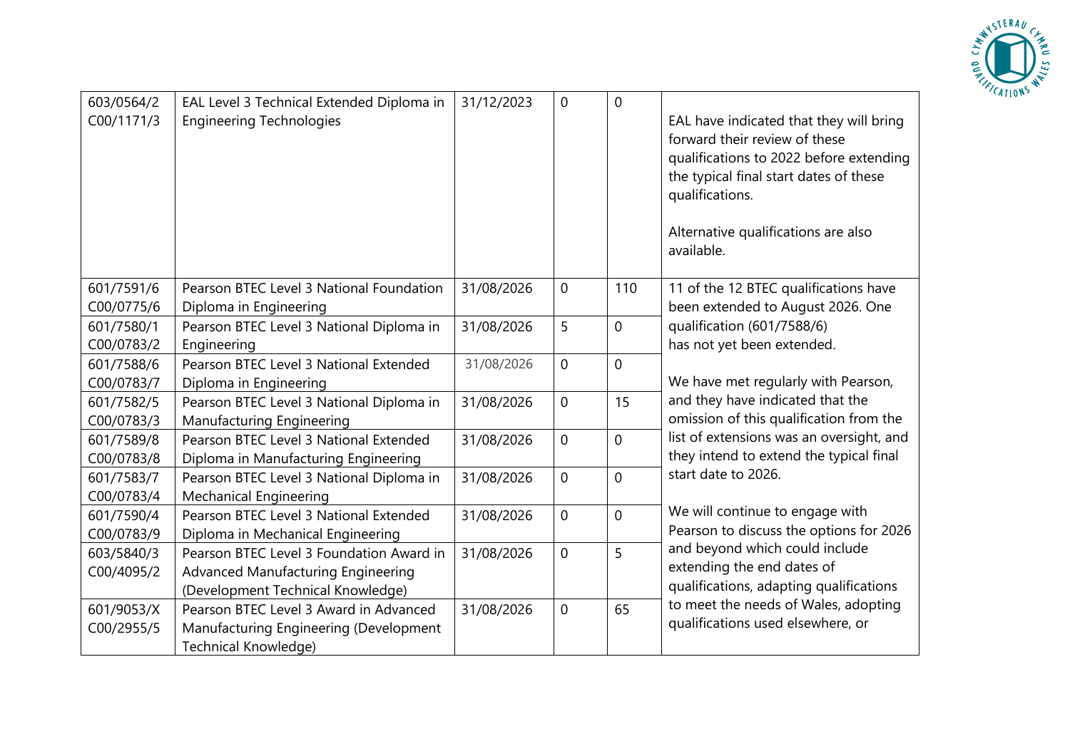| | | | | | |
|---|---|---|---|---|---|
| 603/0564/2<br>C00/1171/3 | EAL Level 3 Technical Extended Diploma in Engineering Technologies | 31/12/2023 | 0 | 0 | EAL have indicated that they will bring forward their review of these qualifications to 2022 before extending the typical final start dates of these qualifications.<br><br>Alternative qualifications are also available. |
| 601/7591/6<br>C00/0775/6 | Pearson BTEC Level 3 National Foundation Diploma in Engineering | 31/08/2026 | 0 | 110 | 11 of the 12 BTEC qualifications have been extended to August 2026. One qualification (601/7588/6) has not yet been extended.<br><br>We have met regularly with Pearson, and they have indicated that the omission of this qualification from the list of extensions was an oversight, and they intend to extend the typical final start date to 2026.<br><br>We will continue to engage with Pearson to discuss the options for 2026 and beyond which could include extending the end dates of qualifications, adapting qualifications to meet the needs of Wales, adopting qualifications used elsewhere, or |
| 601/7580/1<br>C00/0783/2 | Pearson BTEC Level 3 National Diploma in Engineering | 31/08/2026 | 5 | 0 | |
| 601/7588/6<br>C00/0783/7 | Pearson BTEC Level 3 National Extended Diploma in Engineering | 31/08/2026 | 0 | 0 | |
| 601/7582/5<br>C00/0783/3 | Pearson BTEC Level 3 National Diploma in Manufacturing Engineering | 31/08/2026 | 0 | 15 | |
| 601/7589/8<br>C00/0783/8 | Pearson BTEC Level 3 National Extended Diploma in Manufacturing Engineering | 31/08/2026 | 0 | 0 | |
| 601/7583/7<br>C00/0783/4 | Pearson BTEC Level 3 National Diploma in Mechanical Engineering | 31/08/2026 | 0 | 0 | |
| 601/7590/4<br>C00/0783/9 | Pearson BTEC Level 3 National Extended Diploma in Mechanical Engineering | 31/08/2026 | 0 | 0 | |
| 603/5840/3<br>C00/4095/2 | Pearson BTEC Level 3 Foundation Award in Advanced Manufacturing Engineering (Development Technical Knowledge) | 31/08/2026 | 0 | 5 | |
| 601/9053/X<br>C00/2955/5 | Pearson BTEC Level 3 Award in Advanced Manufacturing Engineering (Development Technical Knowledge) | 31/08/2026 | 0 | 65 | |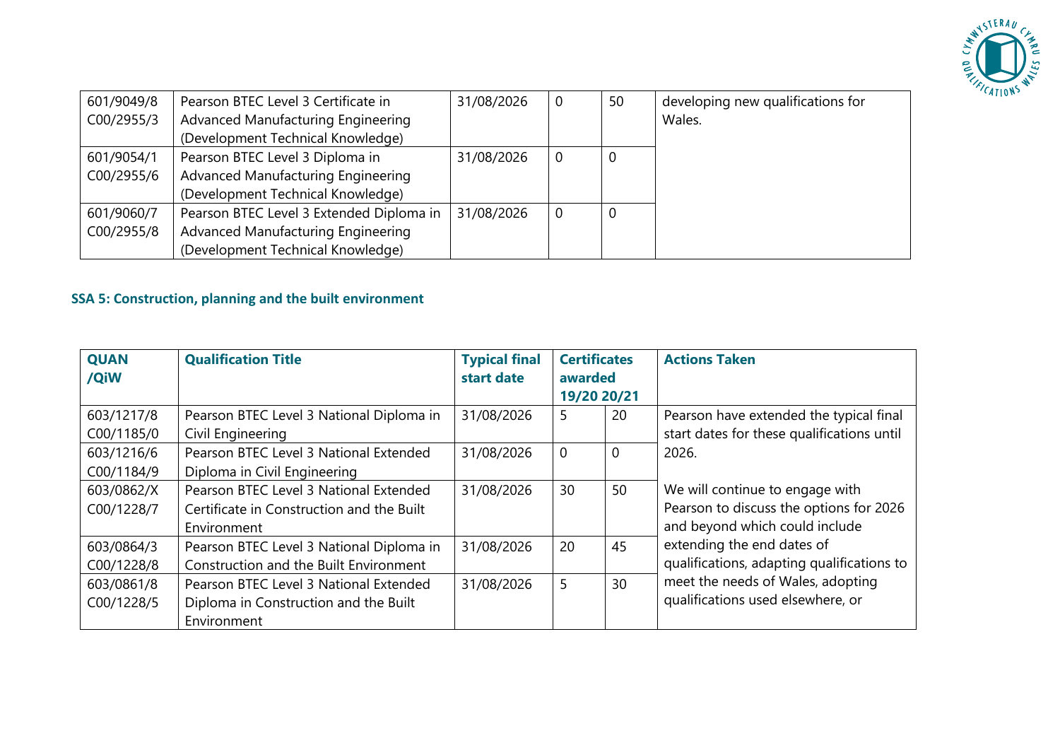| 601/9049/8 C00/2955/3 | Pearson BTEC Level 3 Certificate in Advanced Manufacturing Engineering (Development Technical Knowledge) | 31/08/2026 | 0 | 50 | developing new qualifications for Wales. |
|---|---|---|---|---|---|
| 601/9054/1 C00/2955/6 | Pearson BTEC Level 3 Diploma in Advanced Manufacturing Engineering (Development Technical Knowledge) | 31/08/2026 | 0 | 0 | |
| 601/9060/7 C00/2955/8 | Pearson BTEC Level 3 Extended Diploma in Advanced Manufacturing Engineering (Development Technical Knowledge) | 31/08/2026 | 0 | 0 | |

### SSA 5: Construction, planning and the built environment

| QUAN /QiW | Qualification Title | Typical final start date | Certificates awarded 19/20 | 20/21 | Actions Taken |
|---|---|---|---|---|---|
| 603/1217/8 C00/1185/0 | Pearson BTEC Level 3 National Diploma in Civil Engineering | 31/08/2026 | 5 | 20 | Pearson have extended the typical final start dates for these qualifications until 2026.<br><br>We will continue to engage with Pearson to discuss the options for 2026 and beyond which could include extending the end dates of qualifications, adapting qualifications to meet the needs of Wales, adopting qualifications used elsewhere, or |
| 603/1216/6 C00/1184/9 | Pearson BTEC Level 3 National Extended Diploma in Civil Engineering | 31/08/2026 | 0 | 0 | |
| 603/0862/X C00/1228/7 | Pearson BTEC Level 3 National Extended Certificate in Construction and the Built Environment | 31/08/2026 | 30 | 50 | |
| 603/0864/3 C00/1228/8 | Pearson BTEC Level 3 National Diploma in Construction and the Built Environment | 31/08/2026 | 20 | 45 | |
| 603/0861/8 C00/1228/5 | Pearson BTEC Level 3 National Extended Diploma in Construction and the Built Environment | 31/08/2026 | 5 | 30 | |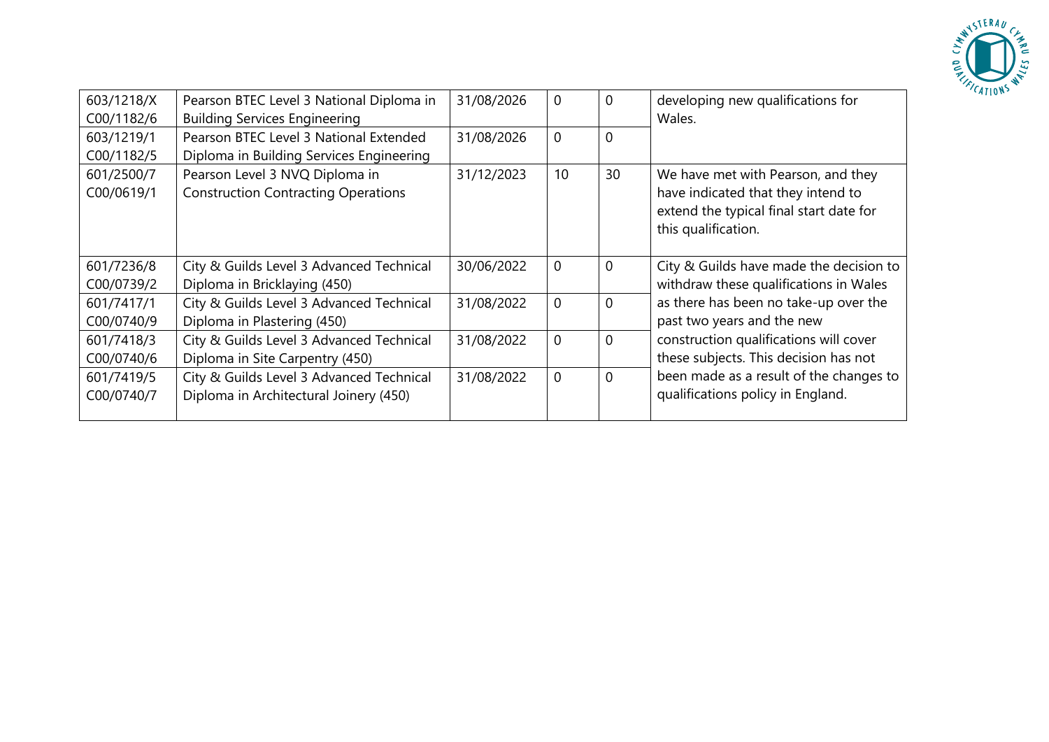| | | | | | |
|---|---|---|---|---|---|
| 603/1218/X C00/1182/6 | Pearson BTEC Level 3 National Diploma in Building Services Engineering | 31/08/2026 | 0 | 0 | developing new qualifications for Wales. |
| 603/1219/1 C00/1182/5 | Pearson BTEC Level 3 National Extended Diploma in Building Services Engineering | 31/08/2026 | 0 | 0 | |
| 601/2500/7 C00/0619/1 | Pearson Level 3 NVQ Diploma in Construction Contracting Operations | 31/12/2023 | 10 | 30 | We have met with Pearson, and they have indicated that they intend to extend the typical final start date for this qualification. |
| 601/7236/8 C00/0739/2 | City & Guilds Level 3 Advanced Technical Diploma in Bricklaying (450) | 30/06/2022 | 0 | 0 | City & Guilds have made the decision to withdraw these qualifications in Wales as there has been no take-up over the past two years and the new construction qualifications will cover these subjects. This decision has not been made as a result of the changes to qualifications policy in England. |
| 601/7417/1 C00/0740/9 | City & Guilds Level 3 Advanced Technical Diploma in Plastering (450) | 31/08/2022 | 0 | 0 | |
| 601/7418/3 C00/0740/6 | City & Guilds Level 3 Advanced Technical Diploma in Site Carpentry (450) | 31/08/2022 | 0 | 0 | |
| 601/7419/5 C00/0740/7 | City & Guilds Level 3 Advanced Technical Diploma in Architectural Joinery (450) | 31/08/2022 | 0 | 0 | |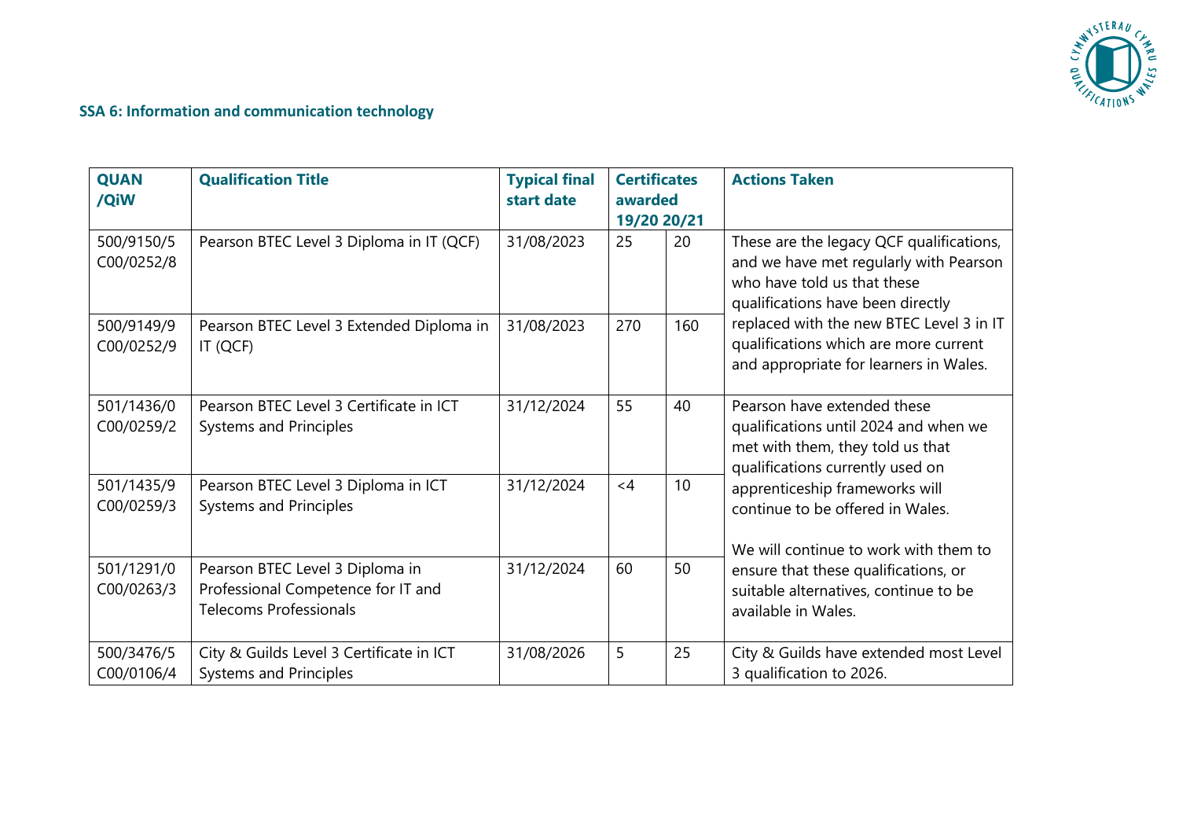**SSA 6: Information and communication technology**

| QUAN /QiW | Qualification Title | Typical final start date | Certificates awarded 19/20 | 20/21 | Actions Taken |
|---|---|---|---|---|---|
| 500/9150/5 C00/0252/8 | Pearson BTEC Level 3 Diploma in IT (QCF) | 31/08/2023 | 25 | 20 | These are the legacy QCF qualifications, and we have met regularly with Pearson who have told us that these qualifications have been directly replaced with the new BTEC Level 3 in IT qualifications which are more current and appropriate for learners in Wales. |
| 500/9149/9 C00/0252/9 | Pearson BTEC Level 3 Extended Diploma in IT (QCF) | 31/08/2023 | 270 | 160 | |
| 501/1436/0 C00/0259/2 | Pearson BTEC Level 3 Certificate in ICT Systems and Principles | 31/12/2024 | 55 | 40 | Pearson have extended these qualifications until 2024 and when we met with them, they told us that qualifications currently used on apprenticeship frameworks will continue to be offered in Wales.<br><br>We will continue to work with them to ensure that these qualifications, or suitable alternatives, continue to be available in Wales. |
| 501/1435/9 C00/0259/3 | Pearson BTEC Level 3 Diploma in ICT Systems and Principles | 31/12/2024 | <4 | 10 | |
| 501/1291/0 C00/0263/3 | Pearson BTEC Level 3 Diploma in Professional Competence for IT and Telecoms Professionals | 31/12/2024 | 60 | 50 | |
| 500/3476/5 C00/0106/4 | City & Guilds Level 3 Certificate in ICT Systems and Principles | 31/08/2026 | 5 | 25 | City & Guilds have extended most Level 3 qualification to 2026. |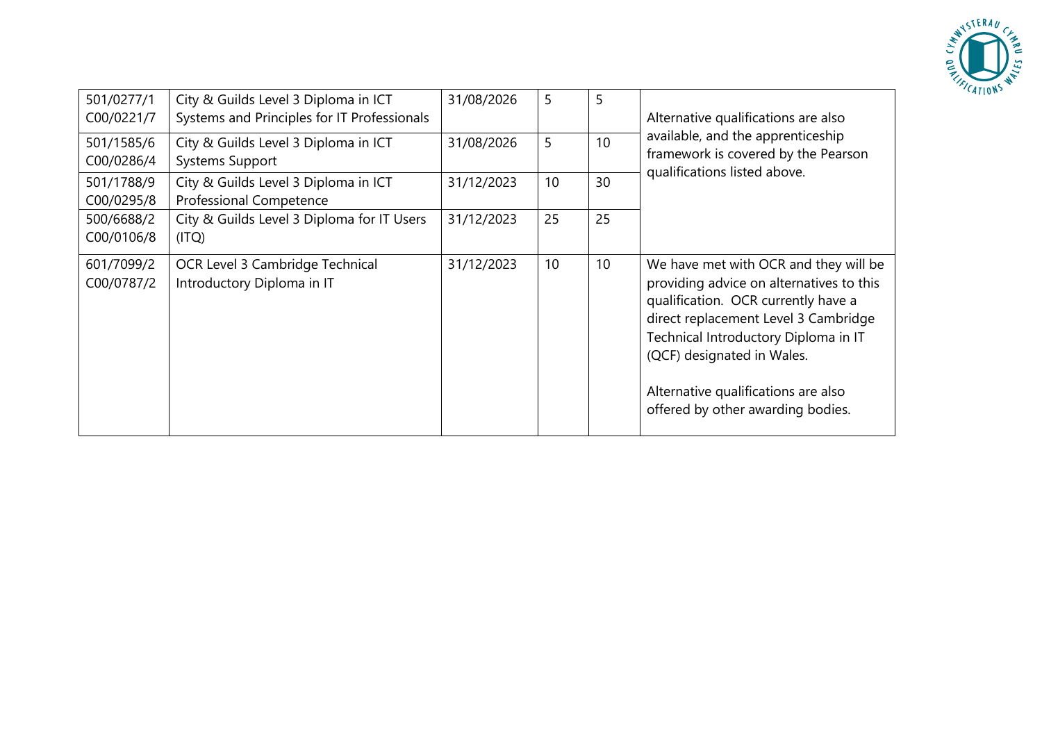| | | | | | |
|---|---|---|---|---|---|
| 501/0277/1 C00/0221/7 | City & Guilds Level 3 Diploma in ICT Systems and Principles for IT Professionals | 31/08/2026 | 5 | 5 | Alternative qualifications are also available, and the apprenticeship framework is covered by the Pearson qualifications listed above. |
| 501/1585/6 C00/0286/4 | City & Guilds Level 3 Diploma in ICT Systems Support | 31/08/2026 | 5 | 10 | |
| 501/1788/9 C00/0295/8 | City & Guilds Level 3 Diploma in ICT Professional Competence | 31/12/2023 | 10 | 30 | |
| 500/6688/2 C00/0106/8 | City & Guilds Level 3 Diploma for IT Users (ITQ) | 31/12/2023 | 25 | 25 | |
| 601/7099/2 C00/0787/2 | OCR Level 3 Cambridge Technical Introductory Diploma in IT | 31/12/2023 | 10 | 10 | We have met with OCR and they will be providing advice on alternatives to this qualification. OCR currently have a direct replacement Level 3 Cambridge Technical Introductory Diploma in IT (QCF) designated in Wales.<br><br>Alternative qualifications are also offered by other awarding bodies. |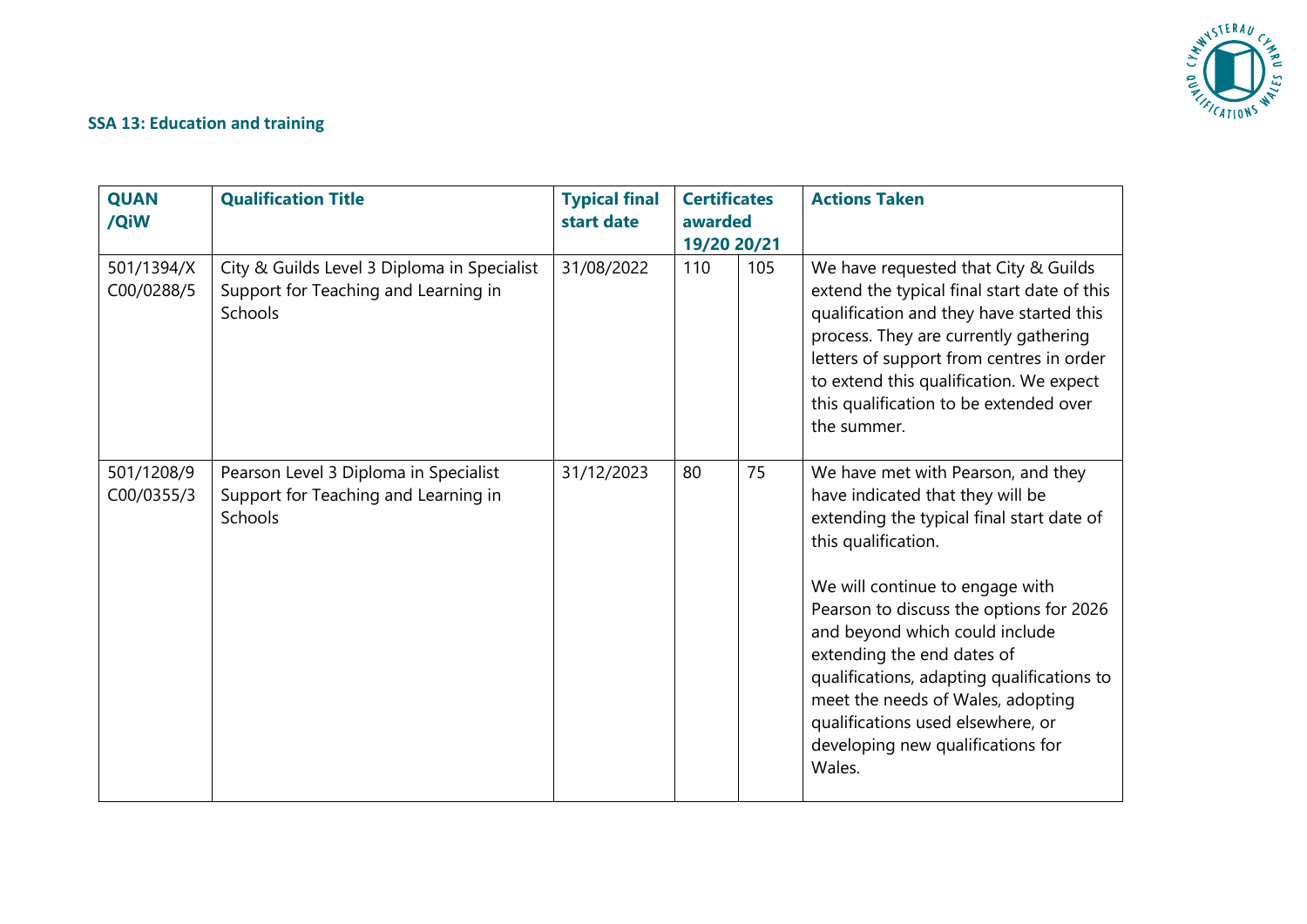### SSA 13: Education and training

| QUAN /QiW | Qualification Title | Typical final start date | Certificates awarded 19/20 | 20/21 | Actions Taken |
|---|---|---|---|---|---|
| 501/1394/X C00/0288/5 | City & Guilds Level 3 Diploma in Specialist Support for Teaching and Learning in Schools | 31/08/2022 | 110 | 105 | We have requested that City & Guilds extend the typical final start date of this qualification and they have started this process. They are currently gathering letters of support from centres in order to extend this qualification. We expect this qualification to be extended over the summer. |
| 501/1208/9 C00/0355/3 | Pearson Level 3 Diploma in Specialist Support for Teaching and Learning in Schools | 31/12/2023 | 80 | 75 | We have met with Pearson, and they have indicated that they will be extending the typical final start date of this qualification.<br><br>We will continue to engage with Pearson to discuss the options for 2026 and beyond which could include extending the end dates of qualifications, adapting qualifications to meet the needs of Wales, adopting qualifications used elsewhere, or developing new qualifications for Wales. |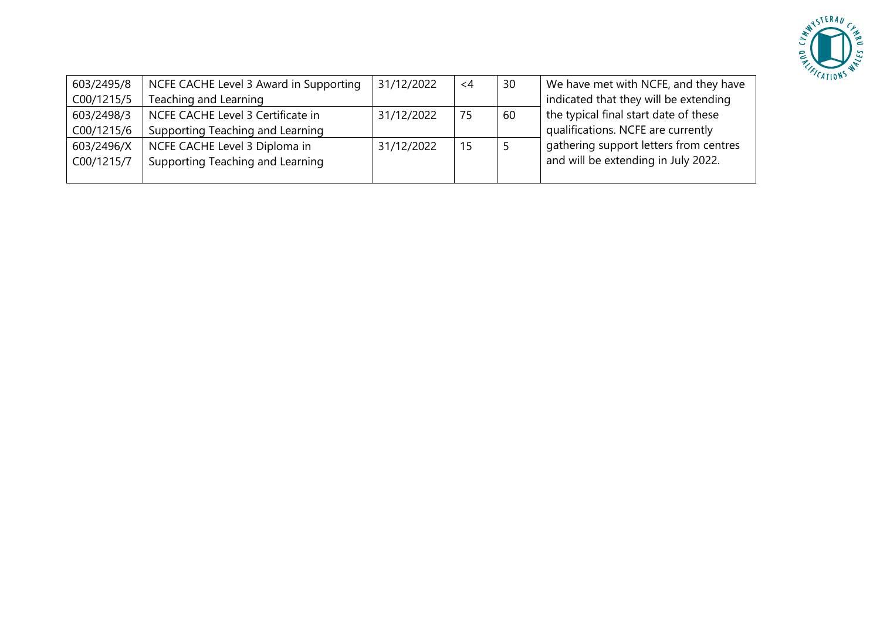| | | | | | |
|---|---|---|---|---|---|
| 603/2495/8 C00/1215/5 | NCFE CACHE Level 3 Award in Supporting Teaching and Learning | 31/12/2022 | <4 | 30 | We have met with NCFE, and they have indicated that they will be extending the typical final start date of these qualifications. NCFE are currently gathering support letters from centres and will be extending in July 2022. |
| 603/2498/3 C00/1215/6 | NCFE CACHE Level 3 Certificate in Supporting Teaching and Learning | 31/12/2022 | 75 | 60 | |
| 603/2496/X C00/1215/7 | NCFE CACHE Level 3 Diploma in Supporting Teaching and Learning | 31/12/2022 | 15 | 5 | |